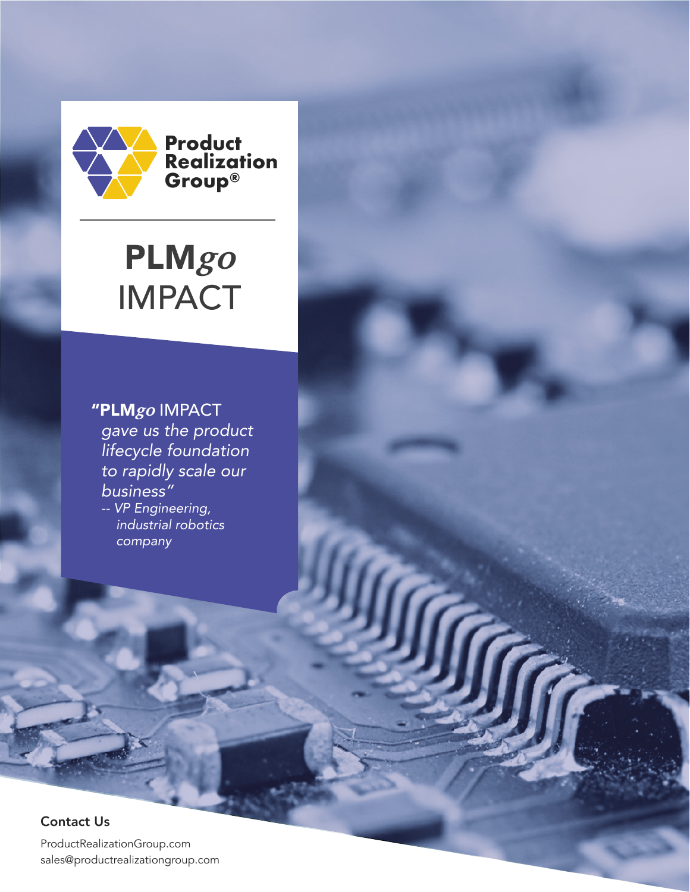Product Realization Group®

# PLM*go* IMPACT

> "**PLM*go*** IMPACT *gave us the product lifecycle foundation to rapidly scale our business"*
>
> *-- VP Engineering, industrial robotics company*

**Contact Us**

ProductRealizationGroup.com
sales@productrealizationgroup.com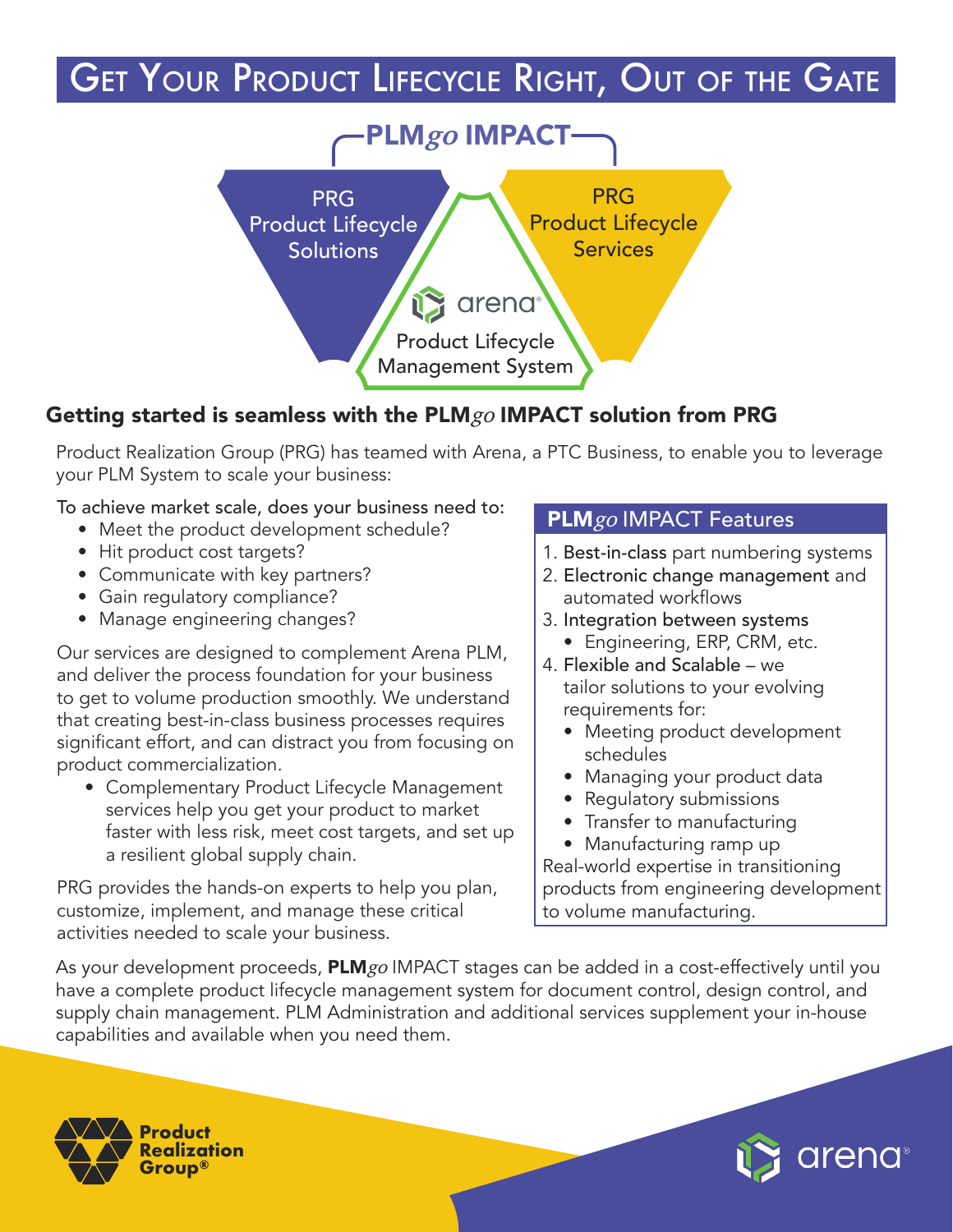# Get Your Product Lifecycle Right, Out of the Gate

**PLM*go* IMPACT**

PRG Product Lifecycle Solutions

PRG Product Lifecycle Services

arena Product Lifecycle Management System

## Getting started is seamless with the PLM*go* IMPACT solution from PRG

Product Realization Group (PRG) has teamed with Arena, a PTC Business, to enable you to leverage your PLM System to scale your business:

To achieve market scale, does your business need to:

- Meet the product development schedule?
- Hit product cost targets?
- Communicate with key partners?
- Gain regulatory compliance?
- Manage engineering changes?

Our services are designed to complement Arena PLM, and deliver the process foundation for your business to get to volume production smoothly. We understand that creating best-in-class business processes requires significant effort, and can distract you from focusing on product commercialization.

- Complementary Product Lifecycle Management services help you get your product to market faster with less risk, meet cost targets, and set up a resilient global supply chain.

PRG provides the hands-on experts to help you plan, customize, implement, and manage these critical activities needed to scale your business.

### PLM*go* IMPACT Features

1. Best-in-class part numbering systems
2. Electronic change management and automated workflows
3. Integration between systems
   - Engineering, ERP, CRM, etc.
4. Flexible and Scalable – we tailor solutions to your evolving requirements for:
   - Meeting product development schedules
   - Managing your product data
   - Regulatory submissions
   - Transfer to manufacturing
   - Manufacturing ramp up

Real-world expertise in transitioning products from engineering development to volume manufacturing.

As your development proceeds, **PLM*go*** IMPACT stages can be added in a cost-effectively until you have a complete product lifecycle management system for document control, design control, and supply chain management. PLM Administration and additional services supplement your in-house capabilities and available when you need them.

Product Realization Group®

arena®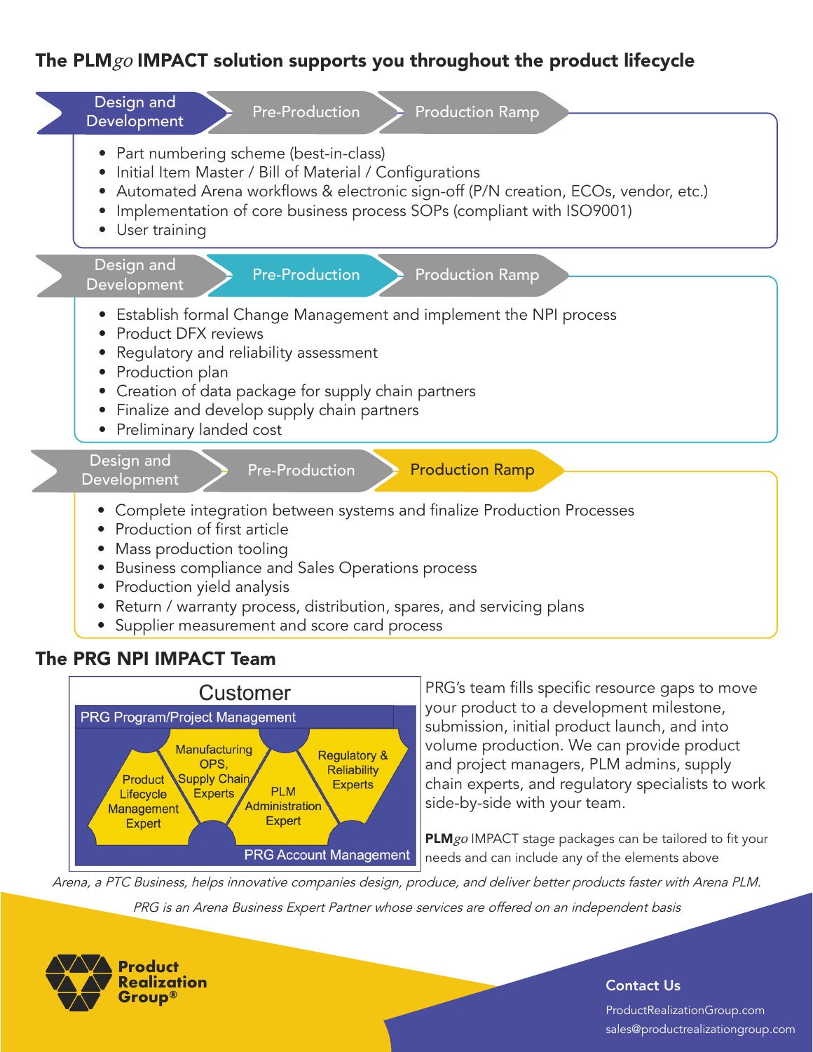## The PLM*go* IMPACT solution supports you throughout the product lifecycle

**Design and Development** | Pre-Production | Production Ramp

- Part numbering scheme (best-in-class)
- Initial Item Master / Bill of Material / Configurations
- Automated Arena workflows & electronic sign-off (P/N creation, ECOs, vendor, etc.)
- Implementation of core business process SOPs (compliant with ISO9001)
- User training

Design and Development | **Pre-Production** | Production Ramp

- Establish formal Change Management and implement the NPI process
- Product DFX reviews
- Regulatory and reliability assessment
- Production plan
- Creation of data package for supply chain partners
- Finalize and develop supply chain partners
- Preliminary landed cost

Design and Development | Pre-Production | **Production Ramp**

- Complete integration between systems and finalize Production Processes
- Production of first article
- Mass production tooling
- Business compliance and Sales Operations process
- Production yield analysis
- Return / warranty process, distribution, spares, and servicing plans
- Supplier measurement and score card process

## The PRG NPI IMPACT Team

Customer

PRG Program/Project Management

Product Lifecycle Management Expert

Manufacturing OPS, Supply Chain Experts

PLM Administration Expert

Regulatory & Reliability Experts

PRG Account Management

PRG's team fills specific resource gaps to move your product to a development milestone, submission, initial product launch, and into volume production. We can provide product and project managers, PLM admins, supply chain experts, and regulatory specialists to work side-by-side with your team.

**PLM***go* IMPACT stage packages can be tailored to fit your needs and can include any of the elements above

*Arena, a PTC Business, helps innovative companies design, produce, and deliver better products faster with Arena PLM.*

*PRG is an Arena Business Expert Partner whose services are offered on an independent basis*

**Product Realization Group®**

**Contact Us**

ProductRealizationGroup.com

sales@productrealizationgroup.com